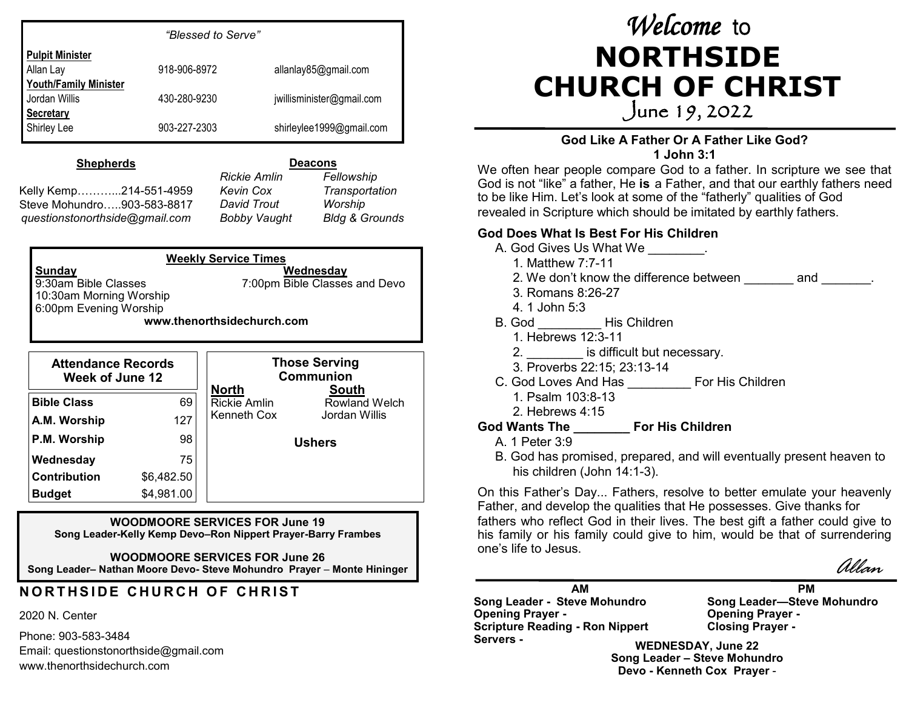*"Blessed to Serve"*

| | | |
|---|---|---|
| **Pulpit Minister** | | |
| Allan Lay | 918-906-8972 | allanlay85@gmail.com |
| **Youth/Family Minister** | | |
| Jordan Willis | 430-280-9230 | jwillisminister@gmail.com |
| **Secretary** | | |
| Shirley Lee | 903-227-2303 | shirleylee1999@gmail.com |

**Shepherds**

Kelly Kemp………...214-551-4959
Steve Mohundro…..903-583-8817
*questionstonorthside@gmail.com*

**Deacons**

| | |
|---|---|
| *Rickie Amlin* | *Fellowship* |
| *Kevin Cox* | *Transportation* |
| *David Trout* | *Worship* |
| *Bobby Vaught* | *Bldg & Grounds* |

**Weekly Service Times**

**Sunday**
9:30am Bible Classes
10:30am Morning Worship
6:00pm Evening Worship

**Wednesday**
7:00pm Bible Classes and Devo

**www.thenorthsidechurch.com**

**Attendance Records Week of June 12**

| | |
|---|---|
| **Bible Class** | 69 |
| **A.M. Worship** | 127 |
| **P.M. Worship** | 98 |
| **Wednesday** | 75 |
| **Contribution** | $6,482.50 |
| **Budget** | $4,981.00 |

**Those Serving Communion**

| **North** | **South** |
|---|---|
| Rickie Amlin | Rowland Welch |
| Kenneth Cox | Jordan Willis |

**Ushers**

**WOODMOORE SERVICES FOR June 19**
**Song Leader-Kelly Kemp Devo–Ron Nippert Prayer-Barry Frambes**

**WOODMOORE SERVICES FOR June 26**
**Song Leader– Nathan Moore Devo- Steve Mohundro Prayer – Monte Hininger**

**NORTHSIDE CHURCH OF CHRIST**

2020 N. Center

Phone: 903-583-3484
Email: questionstonorthside@gmail.com
www.thenorthsidechurch.com

# *Welcome* to NORTHSIDE CHURCH OF CHRIST

June 19, 2022

### God Like A Father Or A Father Like God?
**1 John 3:1**

We often hear people compare God to a father. In scripture we see that God is not "like" a father, He **is** a Father, and that our earthly fathers need to be like Him. Let's look at some of the "fatherly" qualities of God revealed in Scripture which should be imitated by earthly fathers.

**God Does What Is Best For His Children**

A. God Gives Us What We ________.
   1. Matthew 7:7-11
   2. We don't know the difference between _______ and _______.
   3. Romans 8:26-27
   4. 1 John 5:3

B. God _________ His Children
   1. Hebrews 12:3-11
   2. ________ is difficult but necessary.
   3. Proverbs 22:15; 23:13-14

C. God Loves And Has _________ For His Children
   1. Psalm 103:8-13
   2. Hebrews 4:15

**God Wants The ________ For His Children**

A. 1 Peter 3:9
B. God has promised, prepared, and will eventually present heaven to his children (John 14:1-3).

On this Father's Day... Fathers, resolve to better emulate your heavenly Father, and develop the qualities that He possesses. Give thanks for fathers who reflect God in their lives. The best gift a father could give to his family or his family could give to him, would be that of surrendering one's life to Jesus.

*Allan*

**AM**
**Song Leader - Steve Mohundro**
**Opening Prayer -**
**Scripture Reading - Ron Nippert**
**Servers -**

**PM**
**Song Leader—Steve Mohundro**
**Opening Prayer -**
**Closing Prayer -**

**WEDNESDAY, June 22**
**Song Leader – Steve Mohundro**
**Devo - Kenneth Cox Prayer** -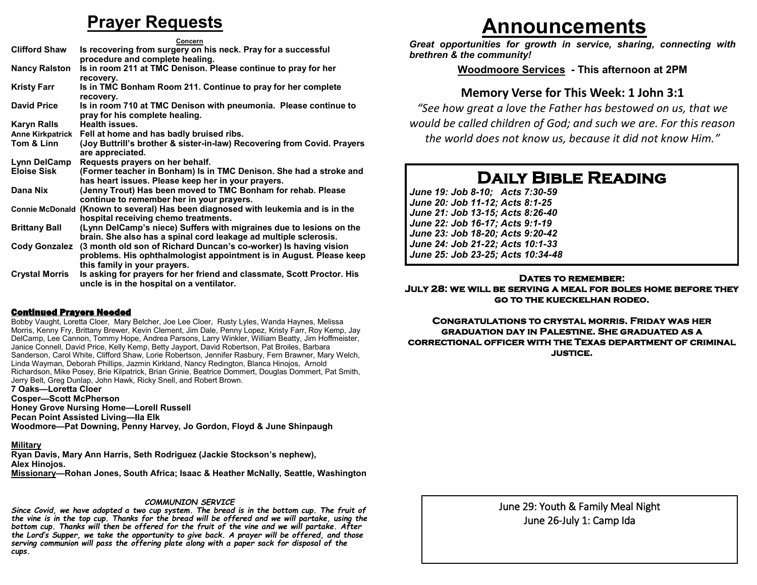# Prayer Requests

| | Concern |
|---|---|
| **Clifford Shaw** | **Is recovering from surgery on his neck. Pray for a successful procedure and complete healing.** |
| **Nancy Ralston** | **Is in room 211 at TMC Denison. Please continue to pray for her recovery.** |
| **Kristy Farr** | **Is in TMC Bonham Room 211. Continue to pray for her complete recovery.** |
| **David Price** | **Is in room 710 at TMC Denison with pneumonia. Please continue to pray for his complete healing.** |
| **Karyn Ralls** | **Health issues.** |
| **Anne Kirkpatrick** | **Fell at home and has badly bruised ribs.** |
| **Tom & Linn** | **(Joy Buttrill's brother & sister-in-law) Recovering from Covid. Prayers are appreciated.** |
| **Lynn DelCamp** | **Requests prayers on her behalf.** |
| **Eloise Sisk** | **(Former teacher in Bonham) Is in TMC Denison. She had a stroke and has heart issues. Please keep her in your prayers.** |
| **Dana Nix** | **(Jenny Trout) Has been moved to TMC Bonham for rehab. Please continue to remember her in your prayers.** |
| **Connie McDonald** | **(Known to several) Has been diagnosed with leukemia and is in the hospital receiving chemo treatments.** |
| **Brittany Ball** | **(Lynn DelCamp's niece) Suffers with migraines due to lesions on the brain. She also has a spinal cord leakage ad multiple sclerosis.** |
| **Cody Gonzalez** | **(3 month old son of Richard Duncan's co-worker) Is having vision problems. His ophthalmologist appointment is in August. Please keep this family in your prayers.** |
| **Crystal Morris** | **Is asking for prayers for her friend and classmate, Scott Proctor. His uncle is in the hospital on a ventilator.** |

## Continued Prayers Needed

Bobby Vaught, Loretta Cloer, Mary Belcher, Joe Lee Cloer, Rusty Lyles, Wanda Haynes, Melissa Morris, Kenny Fry, Brittany Brewer, Kevin Clement, Jim Dale, Penny Lopez, Kristy Farr, Roy Kemp, Jay DelCamp, Lee Cannon, Tommy Hope, Andrea Parsons, Larry Winkler, William Beatty, Jim Hoffmeister, Janice Connell, David Price, Kelly Kemp, Betty Jayport, David Robertson, Pat Broiles, Barbara Sanderson, Carol White, Clifford Shaw, Lorie Robertson, Jennifer Rasbury, Fern Brawner, Mary Welch, Linda Wayman, Deborah Phillips, Jazmin Kirkland, Nancy Redington, Blanca Hinojos, Arnold Richardson, Mike Posey, Brie Kilpatrick, Brian Grinie, Beatrice Dommert, Douglas Dommert, Pat Smith, Jerry Belt, Greg Dunlap, John Hawk, Ricky Snell, and Robert Brown.

**7 Oaks—Loretta Cloer**
**Cosper—Scott McPherson**
**Honey Grove Nursing Home—Lorell Russell**
**Pecan Point Assisted Living—Ila Elk**
**Woodmore—Pat Downing, Penny Harvey, Jo Gordon, Floyd & June Shinpaugh**

**Military**
**Ryan Davis, Mary Ann Harris, Seth Rodriguez (Jackie Stockson's nephew), Alex Hinojos.**
**Missionary—Rohan Jones, South Africa; Isaac & Heather McNally, Seattle, Washington**

*COMMUNION SERVICE*

***Since Covid, we have adopted a two cup system. The bread is in the bottom cup. The fruit of the vine is in the top cup. Thanks for the bread will be offered and we will partake, using the bottom cup. Thanks will then be offered for the fruit of the vine and we will partake. After the Lord's Supper, we take the opportunity to give back. A prayer will be offered, and those serving communion will pass the offering plate along with a paper sack for disposal of the cups.***

# Announcements

***Great opportunities for growth in service, sharing, connecting with brethren & the community!***

**Woodmoore Services - This afternoon at 2PM**

### Memory Verse for This Week: 1 John 3:1

*"See how great a love the Father has bestowed on us, that we would be called children of God; and such we are. For this reason the world does not know us, because it did not know Him."*

## Daily Bible Reading

*June 19: Job 8-10; Acts 7:30-59*
*June 20: Job 11-12; Acts 8:1-25*
*June 21: Job 13-15; Acts 8:26-40*
*June 22: Job 16-17; Acts 9:1-19*
*June 23: Job 18-20; Acts 9:20-42*
*June 24: Job 21-22; Acts 10:1-33*
*June 25: Job 23-25; Acts 10:34-48*

**Dates to remember:**
**July 28: we will be serving a meal for Boles Home before they go to the Kueckelhan Rodeo.**

**Congratulations to Crystal Morris. Friday was her graduation day in Palestine. She graduated as a correctional officer with the Texas department of criminal justice.**

June 29: Youth & Family Meal Night
June 26-July 1: Camp Ida